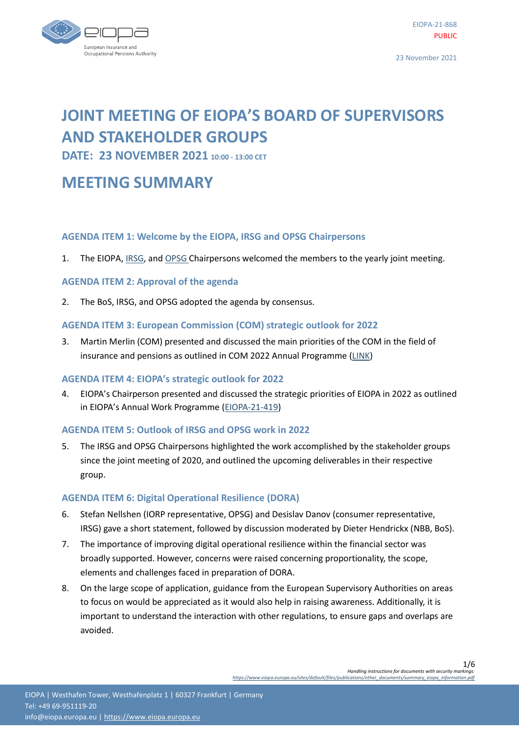EIOPA-21-868
PUBLIC

23 November 2021

# JOINT MEETING OF EIOPA'S BOARD OF SUPERVISORS AND STAKEHOLDER GROUPS

## DATE: 23 NOVEMBER 2021 10:00 - 13:00 CET

# MEETING SUMMARY

### AGENDA ITEM 1: Welcome by the EIOPA, IRSG and OPSG Chairpersons

1. The EIOPA, IRSG, and OPSG Chairpersons welcomed the members to the yearly joint meeting.

### AGENDA ITEM 2: Approval of the agenda

2. The BoS, IRSG, and OPSG adopted the agenda by consensus.

### AGENDA ITEM 3: European Commission (COM) strategic outlook for 2022

3. Martin Merlin (COM) presented and discussed the main priorities of the COM in the field of insurance and pensions as outlined in COM 2022 Annual Programme (LINK)

### AGENDA ITEM 4: EIOPA's strategic outlook for 2022

4. EIOPA's Chairperson presented and discussed the strategic priorities of EIOPA in 2022 as outlined in EIOPA's Annual Work Programme (EIOPA-21-419)

### AGENDA ITEM 5: Outlook of IRSG and OPSG work in 2022

5. The IRSG and OPSG Chairpersons highlighted the work accomplished by the stakeholder groups since the joint meeting of 2020, and outlined the upcoming deliverables in their respective group.

### AGENDA ITEM 6: Digital Operational Resilience (DORA)

6. Stefan Nellshen (IORP representative, OPSG) and Desislav Danov (consumer representative, IRSG) gave a short statement, followed by discussion moderated by Dieter Hendrickx (NBB, BoS).
7. The importance of improving digital operational resilience within the financial sector was broadly supported. However, concerns were raised concerning proportionality, the scope, elements and challenges faced in preparation of DORA.
8. On the large scope of application, guidance from the European Supervisory Authorities on areas to focus on would be appreciated as it would also help in raising awareness. Additionally, it is important to understand the interaction with other regulations, to ensure gaps and overlaps are avoided.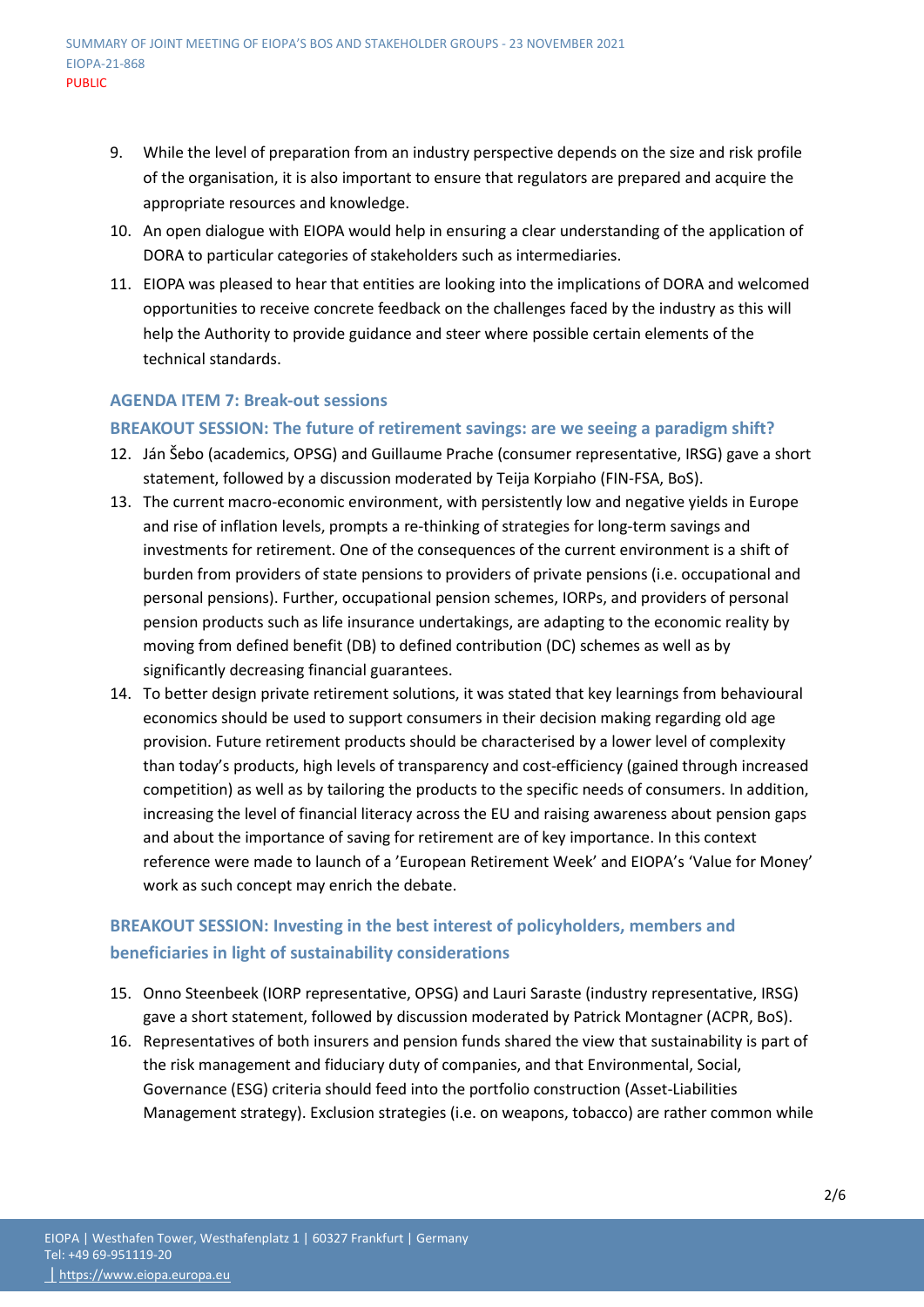9. While the level of preparation from an industry perspective depends on the size and risk profile of the organisation, it is also important to ensure that regulators are prepared and acquire the appropriate resources and knowledge.
10. An open dialogue with EIOPA would help in ensuring a clear understanding of the application of DORA to particular categories of stakeholders such as intermediaries.
11. EIOPA was pleased to hear that entities are looking into the implications of DORA and welcomed opportunities to receive concrete feedback on the challenges faced by the industry as this will help the Authority to provide guidance and steer where possible certain elements of the technical standards.

### AGENDA ITEM 7: Break-out sessions

### BREAKOUT SESSION: The future of retirement savings: are we seeing a paradigm shift?

12. Ján Šebo (academics, OPSG) and Guillaume Prache (consumer representative, IRSG) gave a short statement, followed by a discussion moderated by Teija Korpiaho (FIN-FSA, BoS).
13. The current macro-economic environment, with persistently low and negative yields in Europe and rise of inflation levels, prompts a re-thinking of strategies for long-term savings and investments for retirement. One of the consequences of the current environment is a shift of burden from providers of state pensions to providers of private pensions (i.e. occupational and personal pensions). Further, occupational pension schemes, IORPs, and providers of personal pension products such as life insurance undertakings, are adapting to the economic reality by moving from defined benefit (DB) to defined contribution (DC) schemes as well as by significantly decreasing financial guarantees.
14. To better design private retirement solutions, it was stated that key learnings from behavioural economics should be used to support consumers in their decision making regarding old age provision. Future retirement products should be characterised by a lower level of complexity than today's products, high levels of transparency and cost-efficiency (gained through increased competition) as well as by tailoring the products to the specific needs of consumers. In addition, increasing the level of financial literacy across the EU and raising awareness about pension gaps and about the importance of saving for retirement are of key importance. In this context reference were made to launch of a 'European Retirement Week' and EIOPA's 'Value for Money' work as such concept may enrich the debate.

### BREAKOUT SESSION: Investing in the best interest of policyholders, members and beneficiaries in light of sustainability considerations

15. Onno Steenbeek (IORP representative, OPSG) and Lauri Saraste (industry representative, IRSG) gave a short statement, followed by discussion moderated by Patrick Montagner (ACPR, BoS).
16. Representatives of both insurers and pension funds shared the view that sustainability is part of the risk management and fiduciary duty of companies, and that Environmental, Social, Governance (ESG) criteria should feed into the portfolio construction (Asset-Liabilities Management strategy). Exclusion strategies (i.e. on weapons, tobacco) are rather common while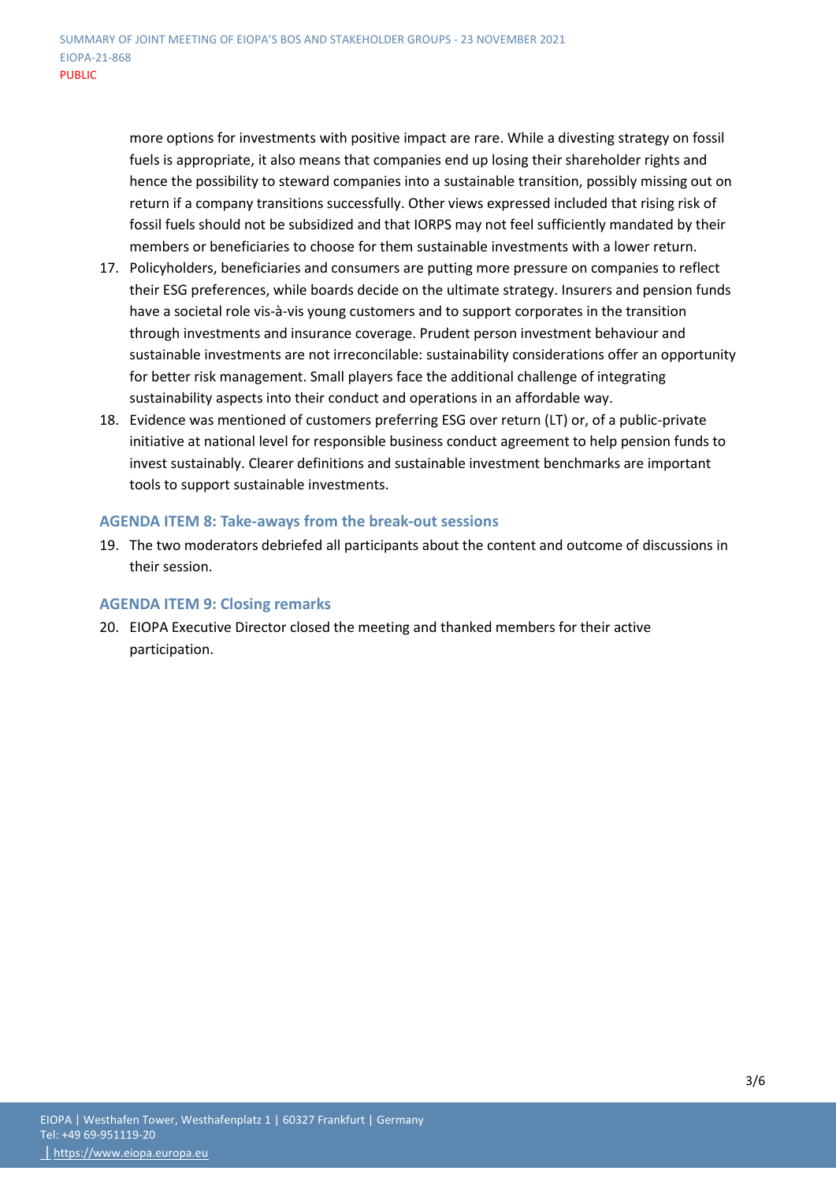more options for investments with positive impact are rare. While a divesting strategy on fossil fuels is appropriate, it also means that companies end up losing their shareholder rights and hence the possibility to steward companies into a sustainable transition, possibly missing out on return if a company transitions successfully. Other views expressed included that rising risk of fossil fuels should not be subsidized and that IORPS may not feel sufficiently mandated by their members or beneficiaries to choose for them sustainable investments with a lower return.

17. Policyholders, beneficiaries and consumers are putting more pressure on companies to reflect their ESG preferences, while boards decide on the ultimate strategy. Insurers and pension funds have a societal role vis-à-vis young customers and to support corporates in the transition through investments and insurance coverage. Prudent person investment behaviour and sustainable investments are not irreconcilable: sustainability considerations offer an opportunity for better risk management. Small players face the additional challenge of integrating sustainability aspects into their conduct and operations in an affordable way.
18. Evidence was mentioned of customers preferring ESG over return (LT) or, of a public-private initiative at national level for responsible business conduct agreement to help pension funds to invest sustainably. Clearer definitions and sustainable investment benchmarks are important tools to support sustainable investments.

### AGENDA ITEM 8: Take-aways from the break-out sessions

19. The two moderators debriefed all participants about the content and outcome of discussions in their session.

### AGENDA ITEM 9: Closing remarks

20. EIOPA Executive Director closed the meeting and thanked members for their active participation.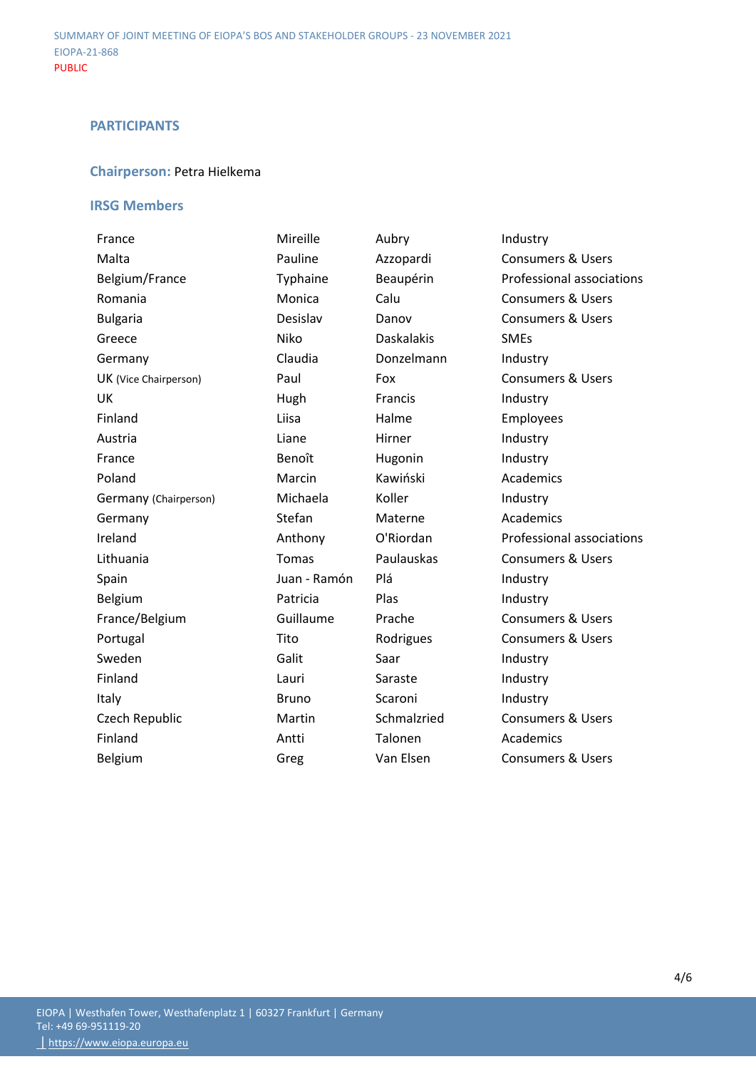## PARTICIPANTS

**Chairperson:** Petra Hielkema

### IRSG Members

| | | | |
|---|---|---|---|
| France | Mireille | Aubry | Industry |
| Malta | Pauline | Azzopardi | Consumers & Users |
| Belgium/France | Typhaine | Beaupérin | Professional associations |
| Romania | Monica | Calu | Consumers & Users |
| Bulgaria | Desislav | Danov | Consumers & Users |
| Greece | Niko | Daskalakis | SMEs |
| Germany | Claudia | Donzelmann | Industry |
| UK (Vice Chairperson) | Paul | Fox | Consumers & Users |
| UK | Hugh | Francis | Industry |
| Finland | Liisa | Halme | Employees |
| Austria | Liane | Hirner | Industry |
| France | Benoît | Hugonin | Industry |
| Poland | Marcin | Kawiński | Academics |
| Germany (Chairperson) | Michaela | Koller | Industry |
| Germany | Stefan | Materne | Academics |
| Ireland | Anthony | O'Riordan | Professional associations |
| Lithuania | Tomas | Paulauskas | Consumers & Users |
| Spain | Juan - Ramón | Plá | Industry |
| Belgium | Patricia | Plas | Industry |
| France/Belgium | Guillaume | Prache | Consumers & Users |
| Portugal | Tito | Rodrigues | Consumers & Users |
| Sweden | Galit | Saar | Industry |
| Finland | Lauri | Saraste | Industry |
| Italy | Bruno | Scaroni | Industry |
| Czech Republic | Martin | Schmalzried | Consumers & Users |
| Finland | Antti | Talonen | Academics |
| Belgium | Greg | Van Elsen | Consumers & Users |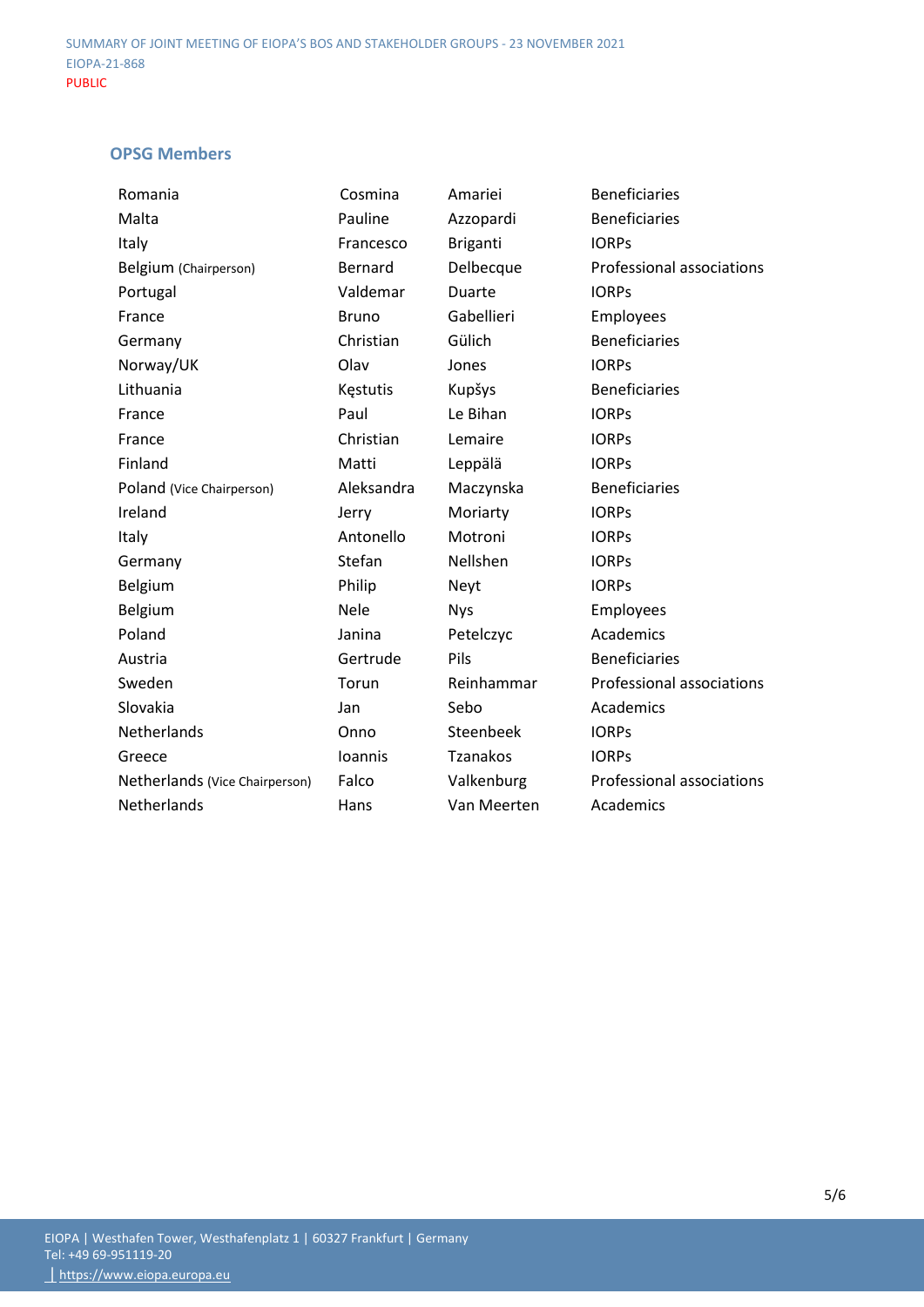### OPSG Members

| | | | |
|---|---|---|---|
| Romania | Cosmina | Amariei | Beneficiaries |
| Malta | Pauline | Azzopardi | Beneficiaries |
| Italy | Francesco | Briganti | IORPs |
| Belgium (Chairperson) | Bernard | Delbecque | Professional associations |
| Portugal | Valdemar | Duarte | IORPs |
| France | Bruno | Gabellieri | Employees |
| Germany | Christian | Gülich | Beneficiaries |
| Norway/UK | Olav | Jones | IORPs |
| Lithuania | Kęstutis | Kupšys | Beneficiaries |
| France | Paul | Le Bihan | IORPs |
| France | Christian | Lemaire | IORPs |
| Finland | Matti | Leppälä | IORPs |
| Poland (Vice Chairperson) | Aleksandra | Maczynska | Beneficiaries |
| Ireland | Jerry | Moriarty | IORPs |
| Italy | Antonello | Motroni | IORPs |
| Germany | Stefan | Nellshen | IORPs |
| Belgium | Philip | Neyt | IORPs |
| Belgium | Nele | Nys | Employees |
| Poland | Janina | Petelczyc | Academics |
| Austria | Gertrude | Pils | Beneficiaries |
| Sweden | Torun | Reinhammar | Professional associations |
| Slovakia | Jan | Sebo | Academics |
| Netherlands | Onno | Steenbeek | IORPs |
| Greece | Ioannis | Tzanakos | IORPs |
| Netherlands (Vice Chairperson) | Falco | Valkenburg | Professional associations |
| Netherlands | Hans | Van Meerten | Academics |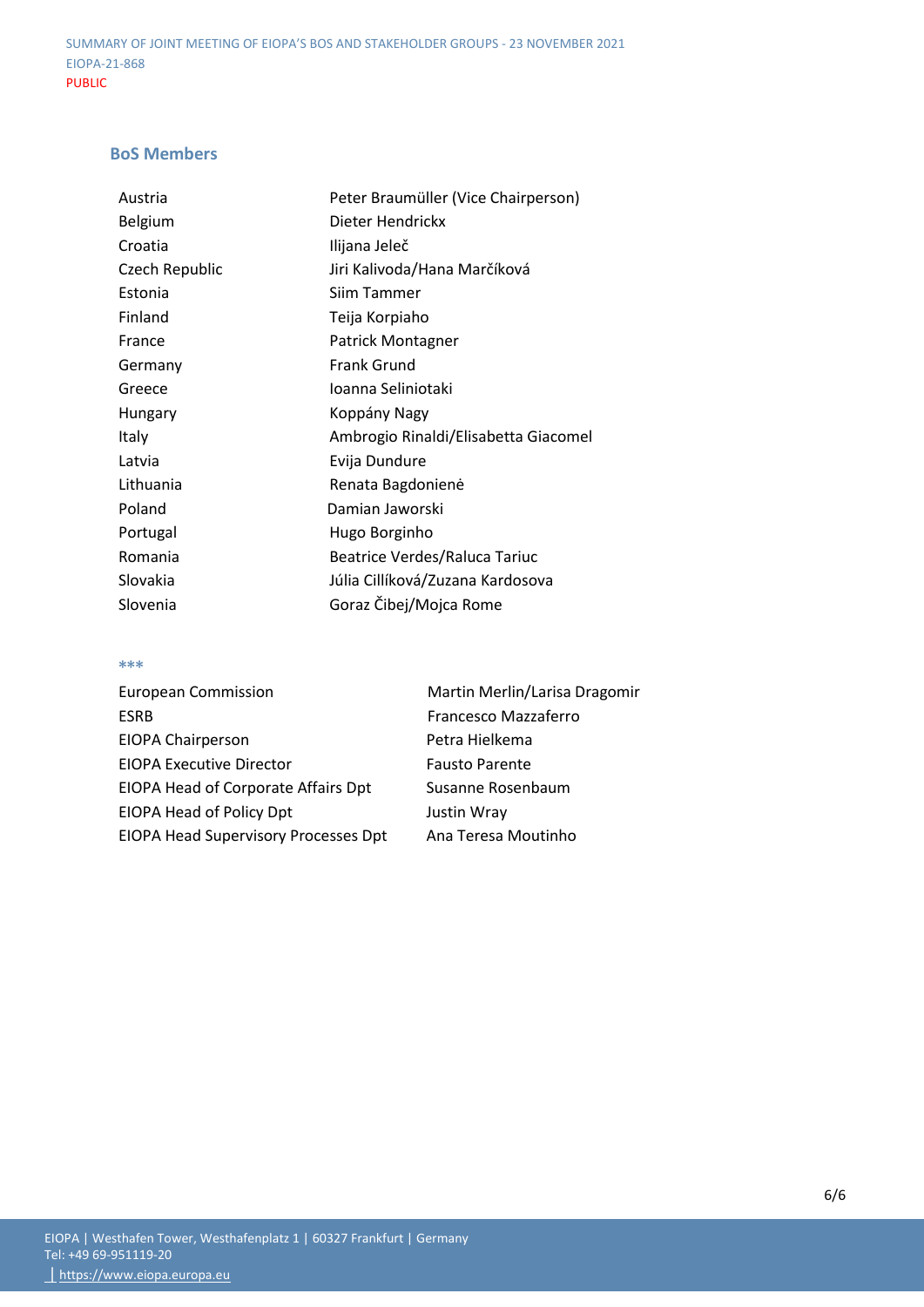### BoS Members

| | |
|---|---|
| Austria | Peter Braumüller (Vice Chairperson) |
| Belgium | Dieter Hendrickx |
| Croatia | Ilijana Jeleč |
| Czech Republic | Jiri Kalivoda/Hana Marčíková |
| Estonia | Siim Tammer |
| Finland | Teija Korpiaho |
| France | Patrick Montagner |
| Germany | Frank Grund |
| Greece | Ioanna Seliniotaki |
| Hungary | Koppány Nagy |
| Italy | Ambrogio Rinaldi/Elisabetta Giacomel |
| Latvia | Evija Dundure |
| Lithuania | Renata Bagdonienė |
| Poland | Damian Jaworski |
| Portugal | Hugo Borginho |
| Romania | Beatrice Verdes/Raluca Tariuc |
| Slovakia | Júlia Cillíková/Zuzana Kardosova |
| Slovenia | Goraz Čibej/Mojca Rome |

***

| | |
|---|---|
| European Commission | Martin Merlin/Larisa Dragomir |
| ESRB | Francesco Mazzaferro |
| EIOPA Chairperson | Petra Hielkema |
| EIOPA Executive Director | Fausto Parente |
| EIOPA Head of Corporate Affairs Dpt | Susanne Rosenbaum |
| EIOPA Head of Policy Dpt | Justin Wray |
| EIOPA Head Supervisory Processes Dpt | Ana Teresa Moutinho |